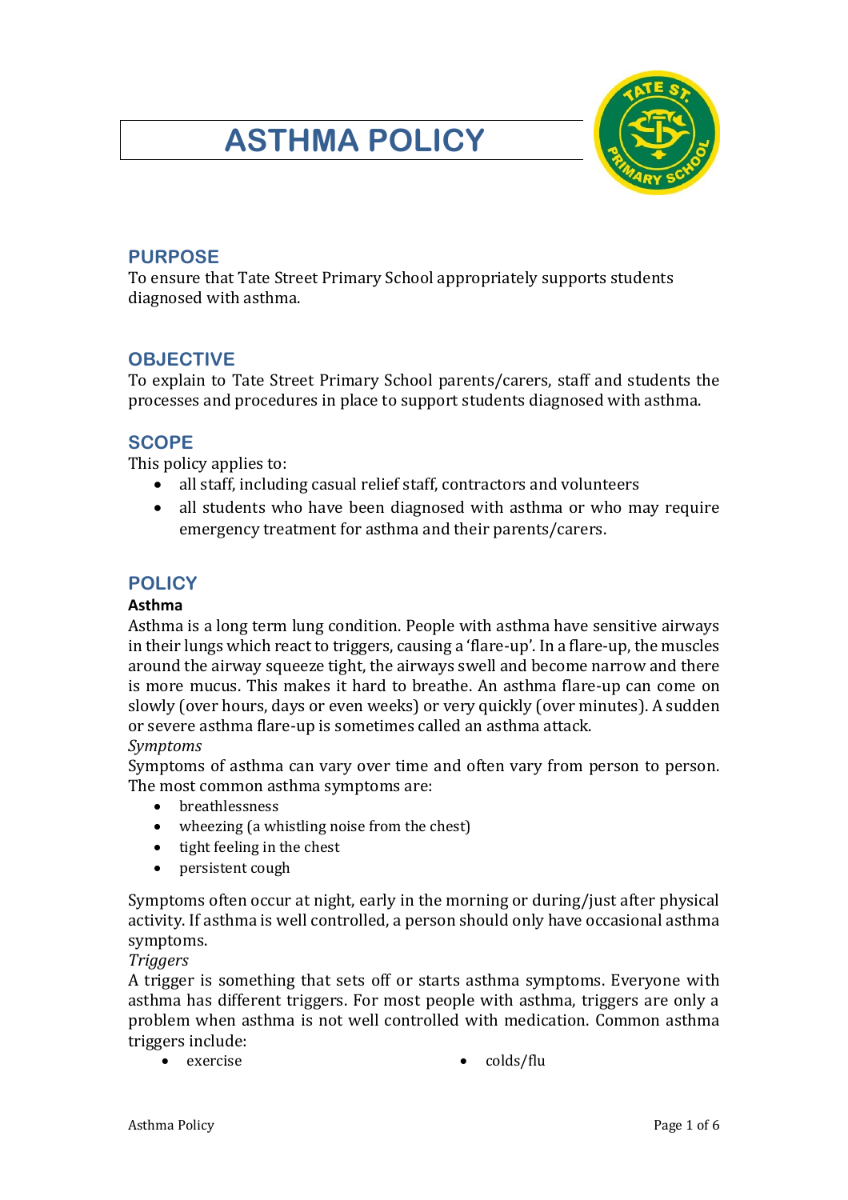# ASTHMA POLICY

## PURPOSE

To ensure that Tate Street Primary School appropriately supports students diagnosed with asthma.

## OBJECTIVE

To explain to Tate Street Primary School parents/carers, staff and students the processes and procedures in place to support students diagnosed with asthma.

## SCOPE

This policy applies to:

- all staff, including casual relief staff, contractors and volunteers
- all students who have been diagnosed with asthma or who may require emergency treatment for asthma and their parents/carers.

## POLICY

**Asthma**

Asthma is a long term lung condition. People with asthma have sensitive airways in their lungs which react to triggers, causing a 'flare-up'. In a flare-up, the muscles around the airway squeeze tight, the airways swell and become narrow and there is more mucus. This makes it hard to breathe. An asthma flare-up can come on slowly (over hours, days or even weeks) or very quickly (over minutes). A sudden or severe asthma flare-up is sometimes called an asthma attack.

*Symptoms*

Symptoms of asthma can vary over time and often vary from person to person. The most common asthma symptoms are:

- breathlessness
- wheezing (a whistling noise from the chest)
- tight feeling in the chest
- persistent cough

Symptoms often occur at night, early in the morning or during/just after physical activity. If asthma is well controlled, a person should only have occasional asthma symptoms.

*Triggers*

A trigger is something that sets off or starts asthma symptoms. Everyone with asthma has different triggers. For most people with asthma, triggers are only a problem when asthma is not well controlled with medication. Common asthma triggers include:

- exercise
- colds/flu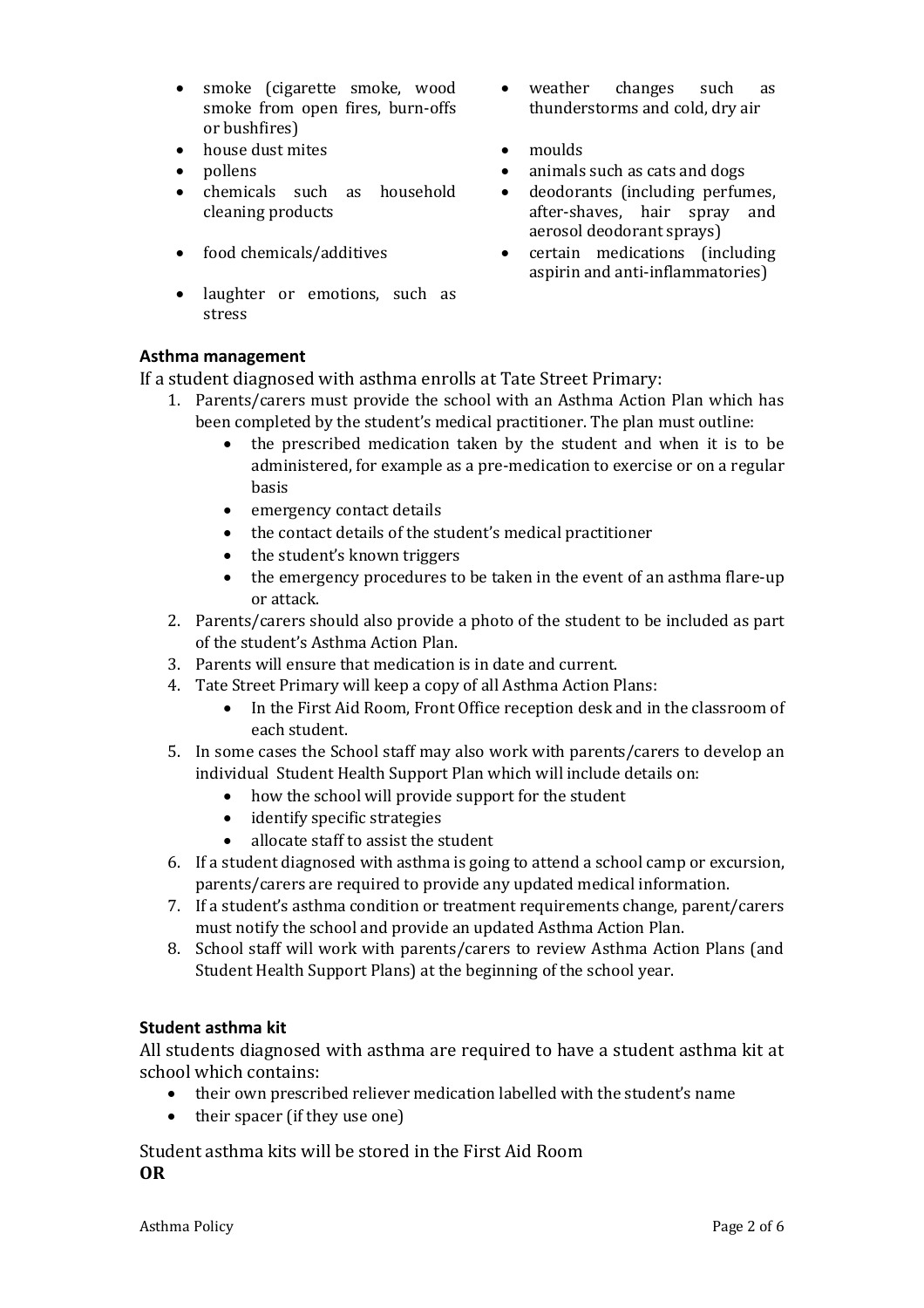- smoke (cigarette smoke, wood smoke from open fires, burn-offs or bushfires)
- house dust mites
- pollens
- chemicals such as household cleaning products
- food chemicals/additives
- laughter or emotions, such as stress
- weather changes such as thunderstorms and cold, dry air
- moulds
- animals such as cats and dogs
- deodorants (including perfumes, after-shaves, hair spray and aerosol deodorant sprays)
- certain medications (including aspirin and anti-inflammatories)

**Asthma management**

If a student diagnosed with asthma enrolls at Tate Street Primary:

1. Parents/carers must provide the school with an Asthma Action Plan which has been completed by the student's medical practitioner. The plan must outline:
   - the prescribed medication taken by the student and when it is to be administered, for example as a pre-medication to exercise or on a regular basis
   - emergency contact details
   - the contact details of the student's medical practitioner
   - the student's known triggers
   - the emergency procedures to be taken in the event of an asthma flare-up or attack.
2. Parents/carers should also provide a photo of the student to be included as part of the student's Asthma Action Plan.
3. Parents will ensure that medication is in date and current.
4. Tate Street Primary will keep a copy of all Asthma Action Plans:
   - In the First Aid Room, Front Office reception desk and in the classroom of each student.
5. In some cases the School staff may also work with parents/carers to develop an individual Student Health Support Plan which will include details on:
   - how the school will provide support for the student
   - identify specific strategies
   - allocate staff to assist the student
6. If a student diagnosed with asthma is going to attend a school camp or excursion, parents/carers are required to provide any updated medical information.
7. If a student's asthma condition or treatment requirements change, parent/carers must notify the school and provide an updated Asthma Action Plan.
8. School staff will work with parents/carers to review Asthma Action Plans (and Student Health Support Plans) at the beginning of the school year.

**Student asthma kit**

All students diagnosed with asthma are required to have a student asthma kit at school which contains:

- their own prescribed reliever medication labelled with the student's name
- their spacer (if they use one)

Student asthma kits will be stored in the First Aid Room
**OR**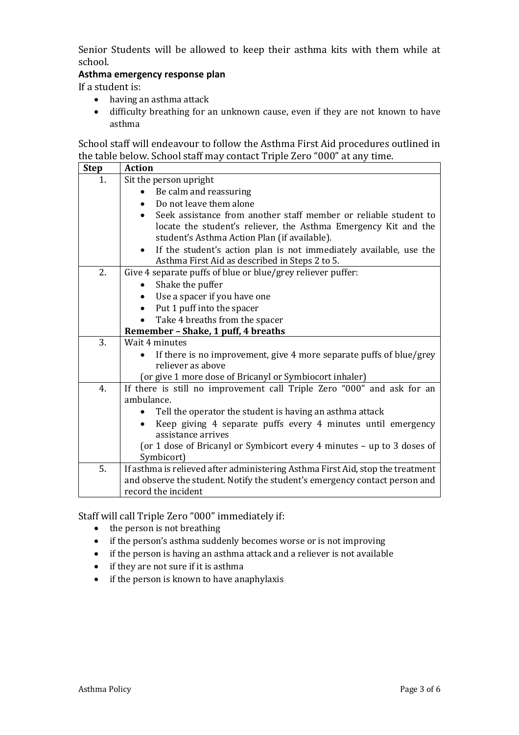Senior Students will be allowed to keep their asthma kits with them while at school.

**Asthma emergency response plan**

If a student is:

- having an asthma attack
- difficulty breathing for an unknown cause, even if they are not known to have asthma

School staff will endeavour to follow the Asthma First Aid procedures outlined in the table below. School staff may contact Triple Zero "000" at any time.

| Step | Action |
|---|---|
| 1. | Sit the person upright<br>• Be calm and reassuring<br>• Do not leave them alone<br>• Seek assistance from another staff member or reliable student to locate the student's reliever, the Asthma Emergency Kit and the student's Asthma Action Plan (if available).<br>• If the student's action plan is not immediately available, use the Asthma First Aid as described in Steps 2 to 5. |
| 2. | Give 4 separate puffs of blue or blue/grey reliever puffer:<br>• Shake the puffer<br>• Use a spacer if you have one<br>• Put 1 puff into the spacer<br>• Take 4 breaths from the spacer<br>**Remember – Shake, 1 puff, 4 breaths** |
| 3. | Wait 4 minutes<br>• If there is no improvement, give 4 more separate puffs of blue/grey reliever as above<br>(or give 1 more dose of Bricanyl or Symbiocort inhaler) |
| 4. | If there is still no improvement call Triple Zero "000" and ask for an ambulance.<br>• Tell the operator the student is having an asthma attack<br>• Keep giving 4 separate puffs every 4 minutes until emergency assistance arrives<br>(or 1 dose of Bricanyl or Symbicort every 4 minutes – up to 3 doses of Symbicort) |
| 5. | If asthma is relieved after administering Asthma First Aid, stop the treatment and observe the student. Notify the student's emergency contact person and record the incident |

Staff will call Triple Zero "000" immediately if:

- the person is not breathing
- if the person's asthma suddenly becomes worse or is not improving
- if the person is having an asthma attack and a reliever is not available
- if they are not sure if it is asthma
- if the person is known to have anaphylaxis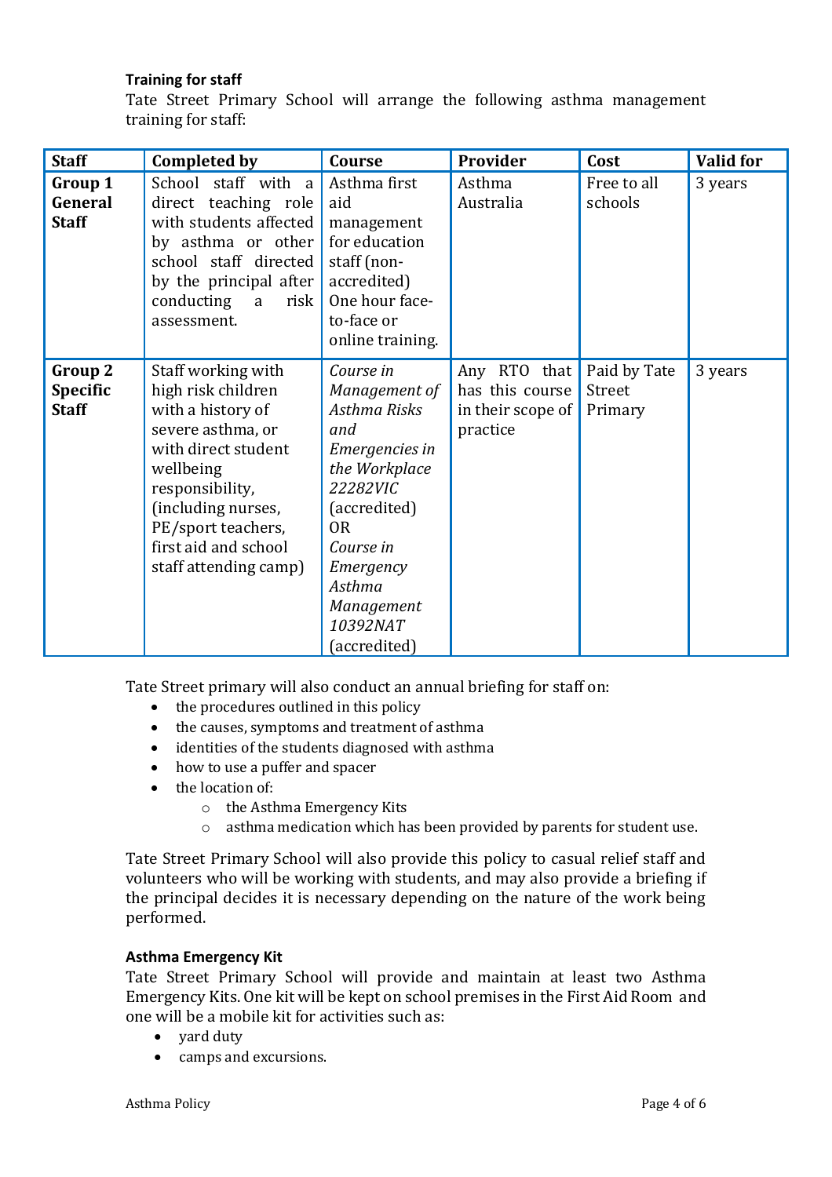**Training for staff**

Tate Street Primary School will arrange the following asthma management training for staff:

| Staff | Completed by | Course | Provider | Cost | Valid for |
|---|---|---|---|---|---|
| **Group 1 General Staff** | School staff with a direct teaching role with students affected by asthma or other school staff directed by the principal after conducting a risk assessment. | Asthma first aid management for education staff (non-accredited) One hour face-to-face or online training. | Asthma Australia | Free to all schools | 3 years |
| **Group 2 Specific Staff** | Staff working with high risk children with a history of severe asthma, or with direct student wellbeing responsibility, (including nurses, PE/sport teachers, first aid and school staff attending camp) | *Course in Management of Asthma Risks and Emergencies in the Workplace 22282VIC* (accredited) OR *Course in Emergency Asthma Management 10392NAT* (accredited) | Any RTO that has this course in their scope of practice | Paid by Tate Street Primary | 3 years |

Tate Street primary will also conduct an annual briefing for staff on:

- the procedures outlined in this policy
- the causes, symptoms and treatment of asthma
- identities of the students diagnosed with asthma
- how to use a puffer and spacer
- the location of:
    - the Asthma Emergency Kits
    - asthma medication which has been provided by parents for student use.

Tate Street Primary School will also provide this policy to casual relief staff and volunteers who will be working with students, and may also provide a briefing if the principal decides it is necessary depending on the nature of the work being performed.

**Asthma Emergency Kit**

Tate Street Primary School will provide and maintain at least two Asthma Emergency Kits. One kit will be kept on school premises in the First Aid Room and one will be a mobile kit for activities such as:

- yard duty
- camps and excursions.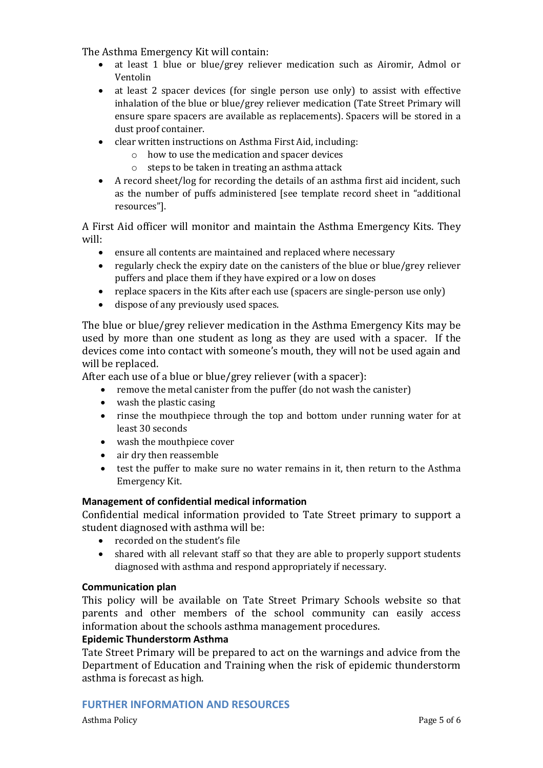The Asthma Emergency Kit will contain:

- at least 1 blue or blue/grey reliever medication such as Airomir, Admol or Ventolin
- at least 2 spacer devices (for single person use only) to assist with effective inhalation of the blue or blue/grey reliever medication (Tate Street Primary will ensure spare spacers are available as replacements). Spacers will be stored in a dust proof container.
- clear written instructions on Asthma First Aid, including:
  - how to use the medication and spacer devices
  - steps to be taken in treating an asthma attack
- A record sheet/log for recording the details of an asthma first aid incident, such as the number of puffs administered [see template record sheet in "additional resources"].

A First Aid officer will monitor and maintain the Asthma Emergency Kits. They will:

- ensure all contents are maintained and replaced where necessary
- regularly check the expiry date on the canisters of the blue or blue/grey reliever puffers and place them if they have expired or a low on doses
- replace spacers in the Kits after each use (spacers are single-person use only)
- dispose of any previously used spaces.

The blue or blue/grey reliever medication in the Asthma Emergency Kits may be used by more than one student as long as they are used with a spacer. If the devices come into contact with someone's mouth, they will not be used again and will be replaced.

After each use of a blue or blue/grey reliever (with a spacer):

- remove the metal canister from the puffer (do not wash the canister)
- wash the plastic casing
- rinse the mouthpiece through the top and bottom under running water for at least 30 seconds
- wash the mouthpiece cover
- air dry then reassemble
- test the puffer to make sure no water remains in it, then return to the Asthma Emergency Kit.

**Management of confidential medical information**

Confidential medical information provided to Tate Street primary to support a student diagnosed with asthma will be:

- recorded on the student's file
- shared with all relevant staff so that they are able to properly support students diagnosed with asthma and respond appropriately if necessary.

**Communication plan**

This policy will be available on Tate Street Primary Schools website so that parents and other members of the school community can easily access information about the schools asthma management procedures.

**Epidemic Thunderstorm Asthma**

Tate Street Primary will be prepared to act on the warnings and advice from the Department of Education and Training when the risk of epidemic thunderstorm asthma is forecast as high.

## FURTHER INFORMATION AND RESOURCES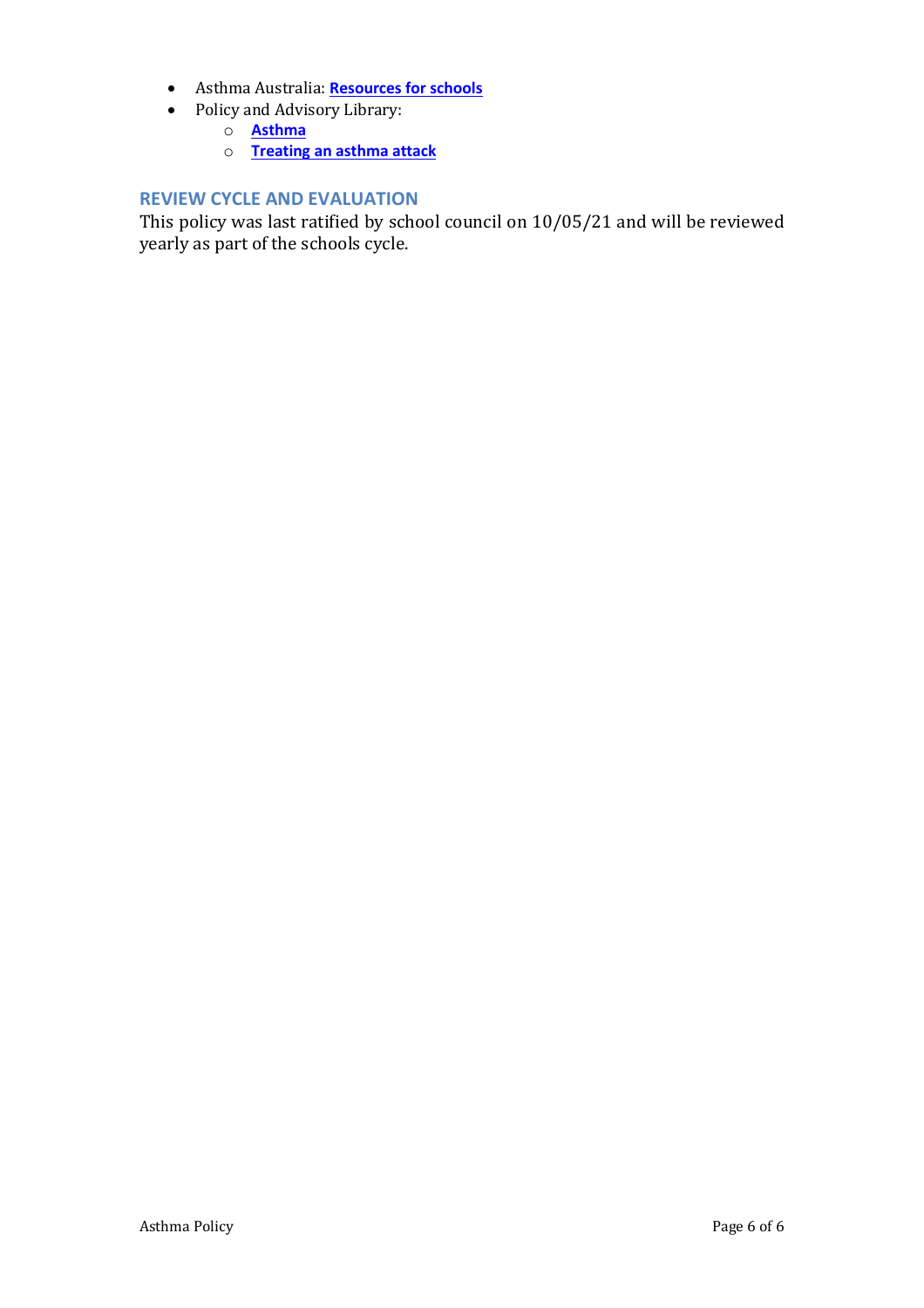- Asthma Australia: **Resources for schools**
- Policy and Advisory Library:
  - **Asthma**
  - **Treating an asthma attack**

## REVIEW CYCLE AND EVALUATION

This policy was last ratified by school council on 10/05/21 and will be reviewed yearly as part of the schools cycle.